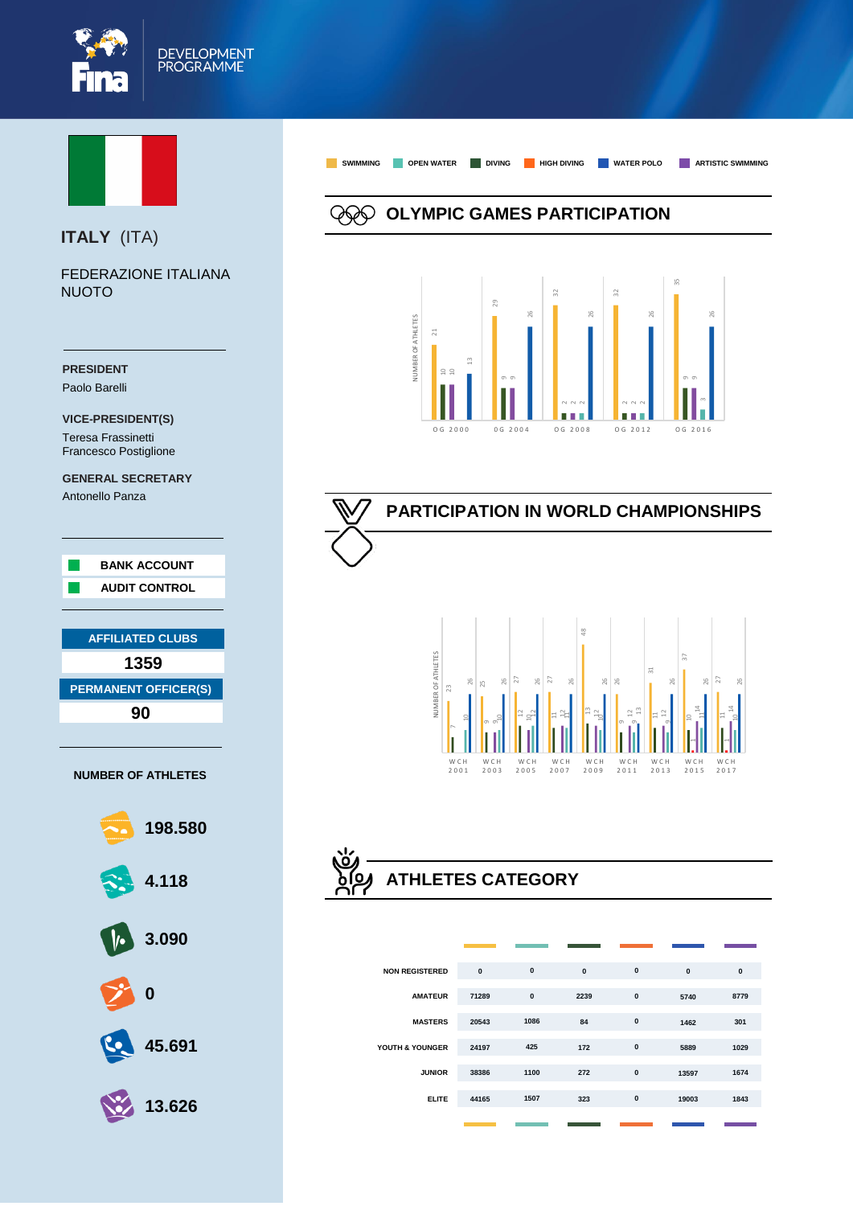# DEVELOPMENT PROGRAMME

## ITALY (ITA)

FEDERAZIONE ITALIANA NUOTO

**PRESIDENT**
Paolo Barelli

**VICE-PRESIDENT(S)**
Teresa Frassinetti
Francesco Postiglione

**GENERAL SECRETARY**
Antonello Panza

- BANK ACCOUNT
- AUDIT CONTROL

| AFFILIATED CLUBS |
|---|
| 1359 |

| PERMANENT OFFICER(S) |
|---|
| 90 |

**NUMBER OF ATHLETES**

- Swimming: 198.580
- Open Water: 4.118
- Diving: 3.090
- High Diving: 0
- Water Polo: 45.691
- Artistic Swimming: 13.626

SWIMMING | OPEN WATER | DIVING | HIGH DIVING | WATER POLO | ARTISTIC SWIMMING

## OLYMPIC GAMES PARTICIPATION

NUMBER OF ATHLETES

| | Swimming | Open Water | Diving | High Diving | Water Polo | Artistic Swimming |
|---|---|---|---|---|---|---|
| OG 2000 | 21 | | 10 | | 13 | 10 |
| OG 2004 | 29 | | 9 | | 26 | 9 |
| OG 2008 | 32 | 2 | 2 | | 26 | 2 |
| OG 2012 | 32 | 2 | 2 | | 26 | 2 |
| OG 2016 | 35 | 3 | 9 | | 26 | 9 |

## PARTICIPATION IN WORLD CHAMPIONSHIPS

NUMBER OF ATHLETES

| | Swimming | Open Water | Diving | High Diving | Water Polo | Artistic Swimming |
|---|---|---|---|---|---|---|
| WCH 2001 | 23 | 10 | 7 | | 26 | |
| WCH 2003 | 25 | 10 | 9 | | 26 | 9 |
| WCH 2005 | 27 | 12 | 12 | | 26 | 10 |
| WCH 2007 | 27 | 11 | 11 | | 26 | 12 |
| WCH 2009 | 48 | 10 | 13 | | 26 | 12 |
| WCH 2011 | 26 | 13 | 9 | | 26 | 12 |
| WCH 2013 | 31 | 9 | 11 | | 26 | 12 |
| WCH 2015 | 37 | 11 | 10 | 1 | 26 | 14 |
| WCH 2017 | 27 | 10 | 11 | 1 | 26 | 14 |

## ATHLETES CATEGORY

| | Swimming | Open Water | Diving | High Diving | Water Polo | Artistic Swimming |
|---|---|---|---|---|---|---|
| NON REGISTERED | 0 | 0 | 0 | 0 | 0 | 0 |
| AMATEUR | 71289 | 0 | 2239 | 0 | 5740 | 8779 |
| MASTERS | 20543 | 1086 | 84 | 0 | 1462 | 301 |
| YOUTH & YOUNGER | 24197 | 425 | 172 | 0 | 5889 | 1029 |
| JUNIOR | 38386 | 1100 | 272 | 0 | 13597 | 1674 |
| ELITE | 44165 | 1507 | 323 | 0 | 19003 | 1843 |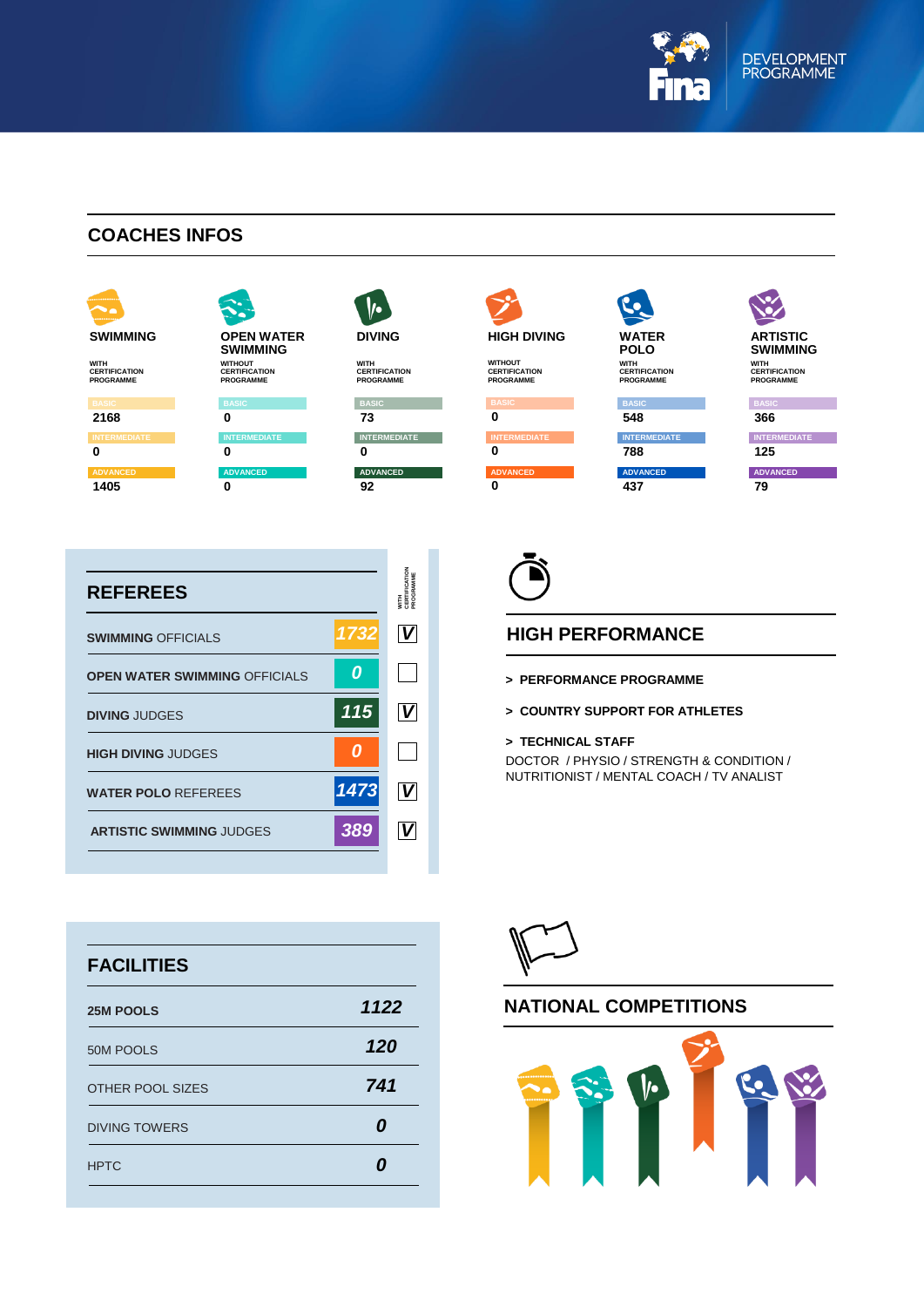DEVELOPMENT PROGRAMME

## COACHES INFOS

| | SWIMMING | OPEN WATER SWIMMING | DIVING | HIGH DIVING | WATER POLO | ARTISTIC SWIMMING |
|---|---|---|---|---|---|---|
| | WITH CERTIFICATION PROGRAMME | WITHOUT CERTIFICATION PROGRAMME | WITH CERTIFICATION PROGRAMME | WITHOUT CERTIFICATION PROGRAMME | WITH CERTIFICATION PROGRAMME | WITH CERTIFICATION PROGRAMME |
| BASIC | 2168 | 0 | 73 | 0 | 548 | 366 |
| INTERMEDIATE | 0 | 0 | 0 | 0 | 788 | 125 |
| ADVANCED | 1405 | 0 | 92 | 0 | 437 | 79 |

## REFEREES

| | | WITH CERTIFICATION PROGRAMME |
|---|---|---|
| **SWIMMING** OFFICIALS | 1732 | V |
| **OPEN WATER SWIMMING** OFFICIALS | 0 | |
| **DIVING** JUDGES | 115 | V |
| **HIGH DIVING** JUDGES | 0 | |
| **WATER POLO** REFEREES | 1473 | V |
| **ARTISTIC SWIMMING** JUDGES | 389 | V |

## HIGH PERFORMANCE

> **PERFORMANCE PROGRAMME**

> **COUNTRY SUPPORT FOR ATHLETES**

> **TECHNICAL STAFF**
DOCTOR / PHYSIO / STRENGTH & CONDITION / NUTRITIONIST / MENTAL COACH / TV ANALIST

## FACILITIES

| | |
|---|---|
| **25M POOLS** | 1122 |
| 50M POOLS | 120 |
| OTHER POOL SIZES | 741 |
| DIVING TOWERS | 0 |
| HPTC | 0 |

## NATIONAL COMPETITIONS